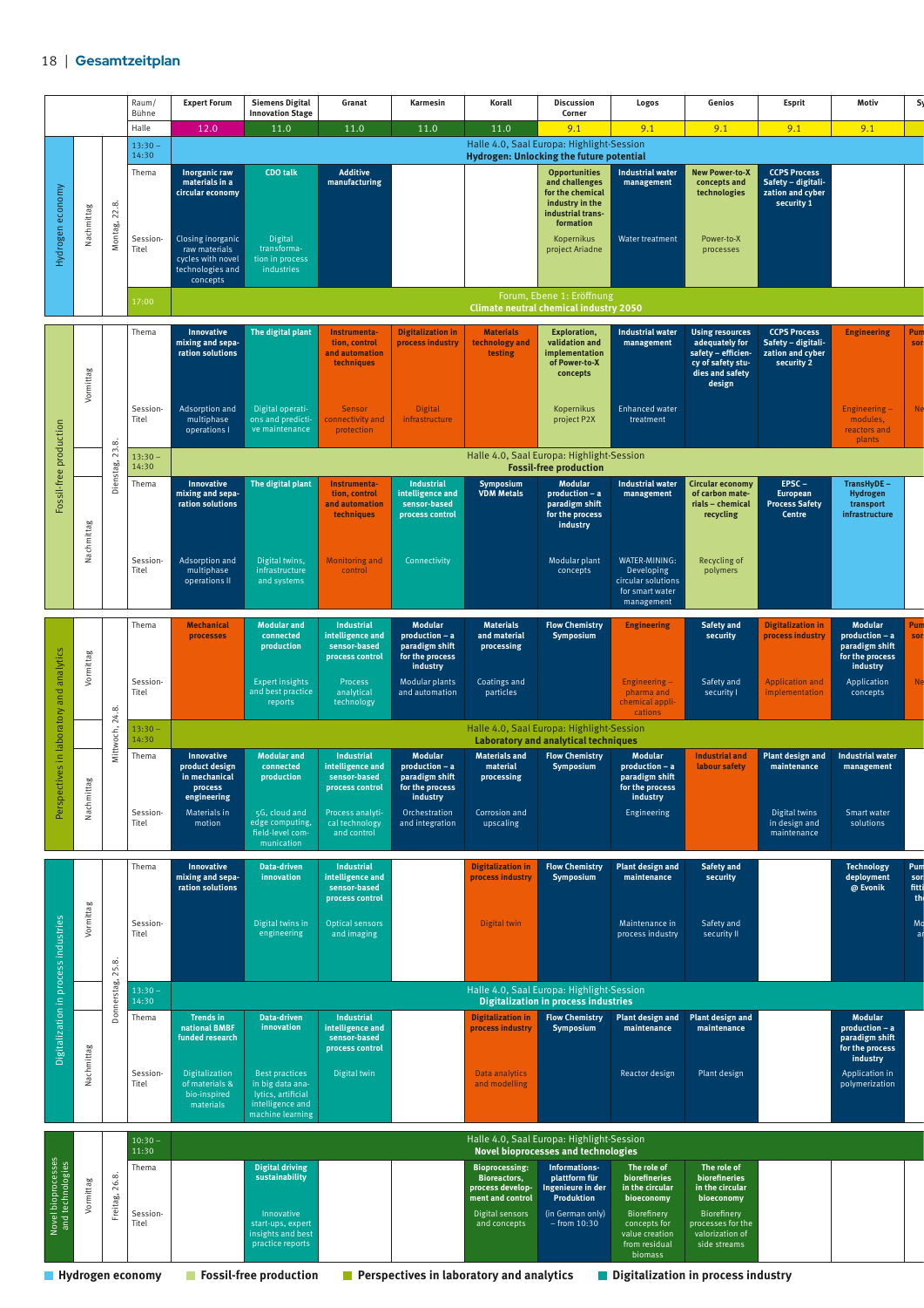# Gesamtzeitplan

| | | | Raum/Bühne | Expert Forum | Siemens Digital Innovation Stage | Granat | Karmesin | Korall | Discussion Corner | Logos | Genios | Esprit | Motiv | Sy… |
|---|---|---|---|---|---|---|---|---|---|---|---|---|---|---|
| | | | Halle | 12.0 | 11.0 | 11.0 | 11.0 | 11.0 | 9.1 | 9.1 | 9.1 | 9.1 | 9.1 | |
| Hydrogen economy | | Montag, 22.8. | 13:30 – 14:30 | Halle 4.0, Saal Europa: Highlight-Session **Hydrogen: Unlocking the future potential** | | | | | | | | | | |
| Hydrogen economy | Nachmittag | Montag, 22.8. | Thema | **Inorganic raw materials in a circular economy** | **CDO talk** | **Additive manufacturing** | | | **Opportunities and challenges for the chemical industry in the industrial transformation** | **Industrial water management** | **New Power-to-X concepts and technologies** | **CCPS Process Safety – digitalization and cyber security 1** | | |
| Hydrogen economy | Nachmittag | Montag, 22.8. | Session-Titel | Closing inorganic raw materials cycles with novel technologies and concepts | Digital transformation in process industries | | | | Kopernikus project Ariadne | Water treatment | Power-to-X processes | | | |
| Hydrogen economy | | Montag, 22.8. | 17:00 | Forum, Ebene 1: Eröffnung **Climate neutral chemical industry 2050** | | | | | | | | | | |
| Fossil-free production | Vormittag | Dienstag, 23.8. | Thema | **Innovative mixing and separation solutions** | **The digital plant** | **Instrumentation, control and automation techniques** | **Digitalization in process industry** | **Materials technology and testing** | **Exploration, validation and implementation of Power-to-X concepts** | **Industrial water management** | **Using resources adequately for safety – efficiency of safety studies and safety design** | **CCPS Process Safety – digitalization and cyber security 2** | **Engineering** | **Pum… sor…** |
| Fossil-free production | Vormittag | Dienstag, 23.8. | Session-Titel | Adsorption and multiphase operations I | Digital operations and predictive maintenance | Sensor connectivity and protection | Digital infrastructure | | Kopernikus project P2X | Enhanced water treatment | | | Engineering – modules, reactors and plants | Ne… |
| Fossil-free production | | Dienstag, 23.8. | 13:30 – 14:30 | Halle 4.0, Saal Europa: Highlight-Session **Fossil-free production** | | | | | | | | | | |
| Fossil-free production | Nachmittag | Dienstag, 23.8. | Thema | **Innovative mixing and separation solutions** | **The digital plant** | **Instrumentation, control and automation techniques** | **Industrial intelligence and sensor-based process control** | **Symposium VDM Metals** | **Modular production – a paradigm shift for the process industry** | **Industrial water management** | **Circular economy of carbon materials – chemical recycling** | **EPSC – European Process Safety Centre** | **TransHyDE – Hydrogen transport infrastructure** | |
| Fossil-free production | Nachmittag | Dienstag, 23.8. | Session-Titel | Adsorption and multiphase operations II | Digital twins, infrastructure and systems | Monitoring and control | Connectivity | | Modular plant concepts | WATER-MINING: Developing circular solutions for smart water management | Recycling of polymers | | | |
| Perspectives in laboratory and analytics | Vormittag | Mittwoch, 24.8. | Thema | **Mechanical processes** | **Modular and connected production** | **Industrial intelligence and sensor-based process control** | **Modular production – a paradigm shift for the process industry** | **Materials and material processing** | **Flow Chemistry Symposium** | **Engineering** | **Safety and security** | **Digitalization in process industry** | **Modular production – a paradigm shift for the process industry** | **Pum… sor…** |
| Perspectives in laboratory and analytics | Vormittag | Mittwoch, 24.8. | Session-Titel | | Expert insights and best practice reports | Process analytical technology | Modular plants and automation | Coatings and particles | | Engineering – pharma and chemical applications | Safety and security I | Application and implementation | Application concepts | Ne… |
| Perspectives in laboratory and analytics | | Mittwoch, 24.8. | 13:30 – 14:30 | Halle 4.0, Saal Europa: Highlight-Session **Laboratory and analytical techniques** | | | | | | | | | | |
| Perspectives in laboratory and analytics | Nachmittag | Mittwoch, 24.8. | Thema | **Innovative product design in mechanical process engineering** | **Modular and connected production** | **Industrial intelligence and sensor-based process control** | **Modular production – a paradigm shift for the process industry** | **Materials and material processing** | **Flow Chemistry Symposium** | **Modular production – a paradigm shift for the process industry** | **Industrial and labour safety** | **Plant design and maintenance** | **Industrial water management** | |
| Perspectives in laboratory and analytics | Nachmittag | Mittwoch, 24.8. | Session-Titel | Materials in motion | 5G, cloud and edge computing, field-level communication | Process analytical technology and control | Orchestration and integration | Corrosion and upscaling | | Engineering | | Digital twins in design and maintenance | Smart water solutions | |
| Digitalization in process industries | Vormittag | Donnerstag, 25.8. | Thema | **Innovative mixing and separation solutions** | **Data-driven innovation** | **Industrial intelligence and sensor-based process control** | | **Digitalization in process industry** | **Flow Chemistry Symposium** | **Plant design and maintenance** | **Safety and security** | | **Technology deployment @ Evonik** | **Pum… sor… fitti… the…** |
| Digitalization in process industries | Vormittag | Donnerstag, 25.8. | Session-Titel | | Digital twins in engineering | Optical sensors and imaging | | Digital twin | | Maintenance in process industry | Safety and security II | | | Mo… ar… |
| Digitalization in process industries | | Donnerstag, 25.8. | 13:30 – 14:30 | Halle 4.0, Saal Europa: Highlight-Session **Digitalization in process industries** | | | | | | | | | | |
| Digitalization in process industries | Nachmittag | Donnerstag, 25.8. | Thema | **Trends in national BMBF funded research** | **Data-driven innovation** | **Industrial intelligence and sensor-based process control** | | **Digitalization in process industry** | **Flow Chemistry Symposium** | **Plant design and maintenance** | **Plant design and maintenance** | | **Modular production – a paradigm shift for the process industry** | |
| Digitalization in process industries | Nachmittag | Donnerstag, 25.8. | Session-Titel | Digitalization of materials & bio-inspired materials | Best practices in big data analytics, artificial intelligence and machine learning | Digital twin | | Data analytics and modelling | | Reactor design | Plant design | | Application in polymerization | |
| Novel bioprocesses and technologies | Vormittag | Freitag, 26.8. | 10:30 – 11:30 | Halle 4.0, Saal Europa: Highlight-Session **Novel bioprocesses and technologies** | | | | | | | | | | |
| Novel bioprocesses and technologies | Vormittag | Freitag, 26.8. | Thema | | **Digital driving sustainability** | | | **Bioprocessing: Bioreactors, process development and control** | **Informationsplattform für Ingenieure in der Produktion** | **The role of biorefineries in the circular bioeconomy** | **The role of biorefineries in the circular bioeconomy** | | | |
| Novel bioprocesses and technologies | Vormittag | Freitag, 26.8. | Session-Titel | | Innovative start-ups, expert insights and best practice reports | | | Digital sensors and concepts | (in German only) – from 10:30 | Biorefinery concepts for value creation from residual biomass | Biorefinery processes for the valorization of side streams | | | |

- **Hydrogen economy**
- **Fossil-free production**
- **Perspectives in laboratory and analytics**
- **Digitalization in process industry**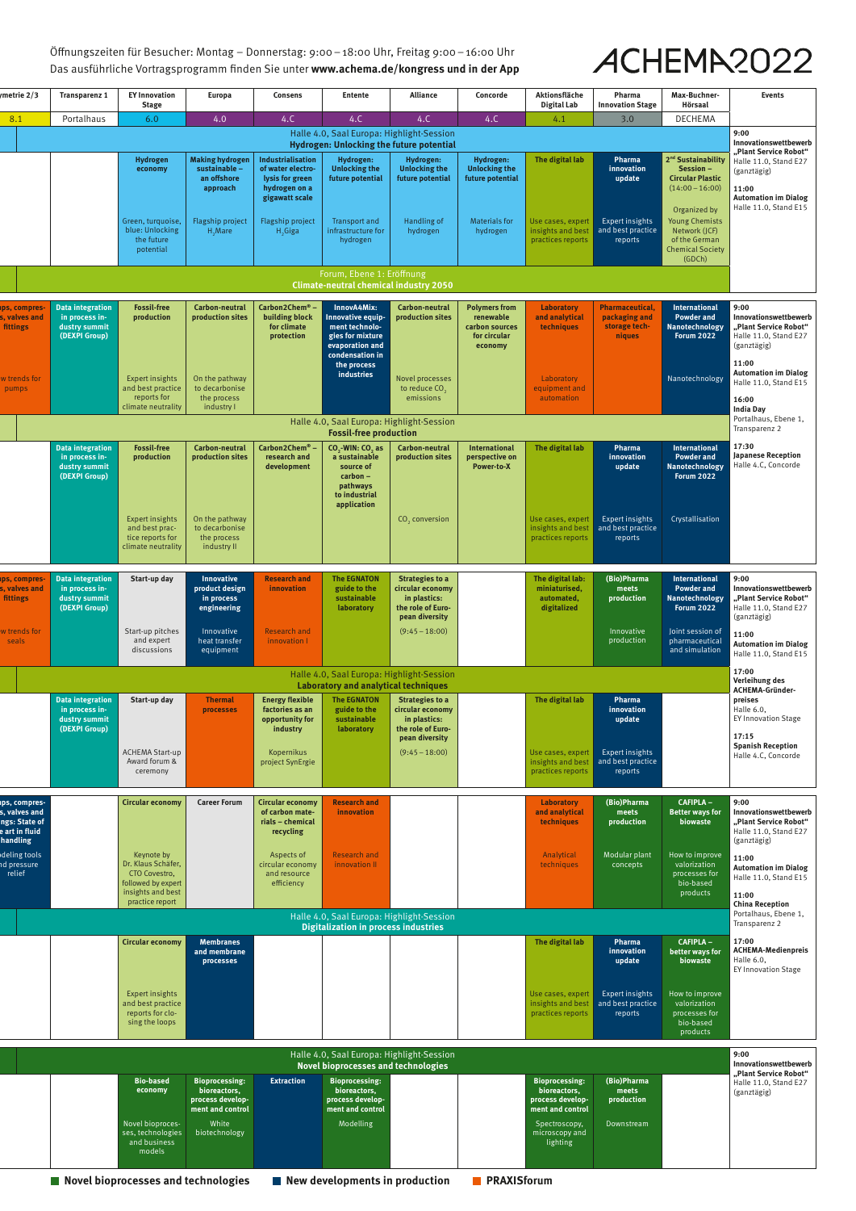Öffnungszeiten für Besucher: Montag – Donnerstag: 9:00 – 18:00 Uhr, Freitag 9:00 – 16:00 Uhr
Das ausführliche Vortragsprogramm finden Sie unter **www.achema.de/kongress und in der App**

# ACHEMA2022

| ...ymetrie 2/3 | Transparenz 1 | EY Innovation Stage | Europa | Consens | Entente | Alliance | Concorde | Aktionsfläche Digital Lab | Pharma Innovation Stage | Max-Buchner-Hörsaal | Events |
|---|---|---|---|---|---|---|---|---|---|---|---|
| 8.1 | Portalhaus | 6.0 | 4.0 | 4.C | 4.C | 4.C | 4.C | 4.1 | 3.0 | DECHEMA | |
| | Halle 4.0, Saal Europa: Highlight-Session **Hydrogen: Unlocking the future potential** | | | | | | | | | | **9:00 Innovationswettbewerb „Plant Service Robot"** Halle 11.0, Stand E27 (ganztägig) **11:00 Automation im Dialog** Halle 11.0, Stand E15 |
| | | **Hydrogen economy** Green, turquoise, blue: Unlocking the future potential | **Making hydrogen sustainable – an offshore approach** Flagship project $H_2$Mare | **Industrialisation of water electrolysis for green hydrogen on a gigawatt scale** Flagship project $H_2$Giga | **Hydrogen: Unlocking the future potential** Transport and infrastructure for hydrogen | **Hydrogen: Unlocking the future potential** Handling of hydrogen | **Hydrogen: Unlocking the future potential** Materials for hydrogen | **The digital lab** Use cases, expert insights and best practices reports | **Pharma innovation update** Expert insights and best practice reports | **2nd Sustainability Session – Circular Plastic** (14:00 – 16:00) Organized by Young Chemists Network (JCF) of the German Chemical Society (GDCh) | |
| | Forum, Ebene 1: Eröffnung **Climate-neutral chemical industry 2050** | | | | | | | | | | |
| **...ps, compressors, valves and fittings** ...w trends for pumps | **Data integration in process industry summit (DEXPI Group)** | **Fossil-free production** Expert insights and best practice reports for climate neutrality | **Carbon-neutral production sites** On the pathway to decarbonise the process industry I | **Carbon2Chem® – building block for climate protection** | **InnovA4Mix: Innovative equipment technologies for mixture evaporation and condensation in the process industries** | **Carbon-neutral production sites** Novel processes to reduce $CO_2$ emissions | **Polymers from renewable carbon sources for circular economy** | **Laboratory and analytical techniques** Laboratory equipment and automation | **Pharmaceutical, packaging and storage techniques** | **International Powder and Nanotechnology Forum 2022** Nanotechnology | **9:00 Innovationswettbewerb „Plant Service Robot"** Halle 11.0, Stand E27 (ganztägig) **11:00 Automation im Dialog** Halle 11.0, Stand E15 **16:00 India Day** Portalhaus, Ebene 1, Transparenz 2 **17:30 Japanese Reception** Halle 4.C, Concorde |
| | Halle 4.0, Saal Europa: Highlight-Session **Fossil-free production** | | | | | | | | | | |
| | **Data integration in process industry summit (DEXPI Group)** | **Fossil-free production** Expert insights and best practice reports for climate neutrality | **Carbon-neutral production sites** On the pathway to decarbonise the process industry II | **Carbon2Chem® – research and development** | **$CO_2$-WIN: $CO_2$ as a sustainable source of carbon – pathways to industrial application** | **Carbon-neutral production sites** $CO_2$ conversion | **International perspective on Power-to-X** | **The digital lab** Use cases, expert insights and best practices reports | **Pharma innovation update** Expert insights and best practice reports | **International Powder and Nanotechnology Forum 2022** Crystallisation | |
| **...ps, compressors, valves and fittings** ...w trends for seals | **Data integration in process industry summit (DEXPI Group)** | **Start-up day** Start-up pitches and expert discussions | **Innovative product design in process engineering** Innovative heat transfer equipment | **Research and innovation** Research and innovation I | **The EGNATON guide to the sustainable laboratory** | **Strategies to a circular economy in plastics: the role of European diversity** (9:45 – 18:00) | | **The digital lab: miniaturised, automated, digitalized** | **(Bio)Pharma meets production** Innovative production | **International Powder and Nanotechnology Forum 2022** Joint session of pharmaceutical and simulation | **9:00 Innovationswettbewerb „Plant Service Robot"** Halle 11.0, Stand E27 (ganztägig) **11:00 Automation im Dialog** Halle 11.0, Stand E15 **17:00 Verleihung des ACHEMA-Gründerpreises** Halle 6.0, EY Innovation Stage **17:15 Spanish Reception** Halle 4.C, Concorde |
| | Halle 4.0, Saal Europa: Highlight-Session **Laboratory and analytical techniques** | | | | | | | | | | |
| | **Data integration in process industry summit (DEXPI Group)** | **Start-up day** ACHEMA Start-up Award forum & ceremony | **Thermal processes** | **Energy flexible factories as an opportunity for industry** Kopernikus project SynErgie | **The EGNATON guide to the sustainable laboratory** | **Strategies to a circular economy in plastics: the role of European diversity** (9:45 – 18:00) | | **The digital lab** Use cases, expert insights and best practices reports | **Pharma innovation update** Expert insights and best practice reports | | |
| **...ps, compressors, valves and fittings: State of the art in fluid handling** ...deling tools ...nd pressure relief | | **Circular economy** Keynote by Dr. Klaus Schäfer, CTO Covestro, followed by expert insights and best practice report | **Career Forum** | **Circular economy of carbon materials – chemical recycling** Aspects of circular economy and resource efficiency | **Research and innovation** Research and innovation II | | | **Laboratory and analytical techniques** Analytical techniques | **(Bio)Pharma meets production** Modular plant concepts | **CAFIPLA – Better ways for biowaste** How to improve valorization processes for bio-based products | **9:00 Innovationswettbewerb „Plant Service Robot"** Halle 11.0, Stand E27 (ganztägig) **11:00 Automation im Dialog** Halle 11.0, Stand E15 **11:00 China Reception** Portalhaus, Ebene 1, Transparenz 2 **17:00 ACHEMA-Medienpreis** Halle 6.0, EY Innovation Stage |
| | Halle 4.0, Saal Europa: Highlight-Session **Digitalization in process industries** | | | | | | | | | | |
| | | **Circular economy** Expert insights and best practice reports for closing the loops | **Membranes and membrane processes** | | | | | **The digital lab** Use cases, expert insights and best practices reports | **Pharma innovation update** Expert insights and best practice reports | **CAFIPLA – better ways for biowaste** How to improve valorization processes for bio-based products | |
| | Halle 4.0, Saal Europa: Highlight-Session **Novel bioprocesses and technologies** | | | | | | | | | | **9:00 Innovationswettbewerb „Plant Service Robot"** Halle 11.0, Stand E27 (ganztägig) |
| | | **Bio-based economy** Novel bioprocesses, technologies and business models | **Bioprocessing: bioreactors, process development and control** White biotechnology | **Extraction** | **Bioprocessing: bioreactors, process development and control** Modelling | | | **Bioprocessing: bioreactors, process development and control** Spectroscopy, microscopy and lighting | **(Bio)Pharma meets production** Downstream | | |

■ Novel bioprocesses and technologies ■ New developments in production ■ PRAXISforum